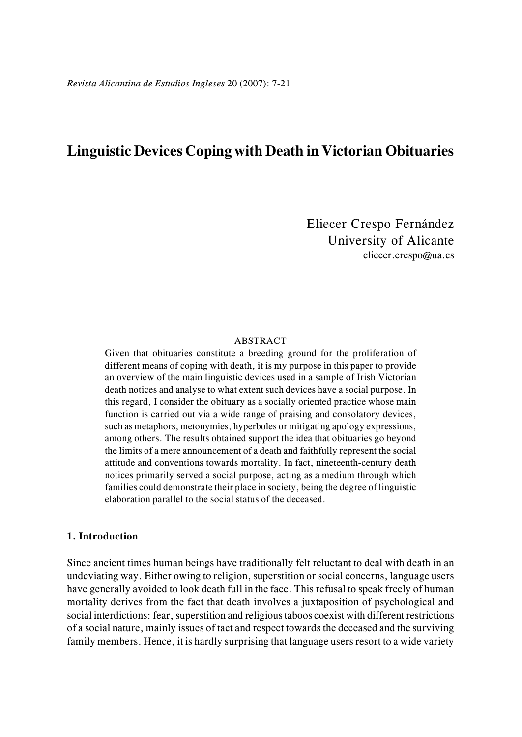# Linguistic Devices Coping with Death in Victorian Obituaries

Eliecer Crespo Fernández
University of Alicante
eliecer.crespo@ua.es

ABSTRACT

Given that obituaries constitute a breeding ground for the proliferation of different means of coping with death, it is my purpose in this paper to provide an overview of the main linguistic devices used in a sample of Irish Victorian death notices and analyse to what extent such devices have a social purpose. In this regard, I consider the obituary as a socially oriented practice whose main function is carried out via a wide range of praising and consolatory devices, such as metaphors, metonymies, hyperboles or mitigating apology expressions, among others. The results obtained support the idea that obituaries go beyond the limits of a mere announcement of a death and faithfully represent the social attitude and conventions towards mortality. In fact, nineteenth-century death notices primarily served a social purpose, acting as a medium through which families could demonstrate their place in society, being the degree of linguistic elaboration parallel to the social status of the deceased.

## 1. Introduction

Since ancient times human beings have traditionally felt reluctant to deal with death in an undeviating way. Either owing to religion, superstition or social concerns, language users have generally avoided to look death full in the face. This refusal to speak freely of human mortality derives from the fact that death involves a juxtaposition of psychological and social interdictions: fear, superstition and religious taboos coexist with different restrictions of a social nature, mainly issues of tact and respect towards the deceased and the surviving family members. Hence, it is hardly surprising that language users resort to a wide variety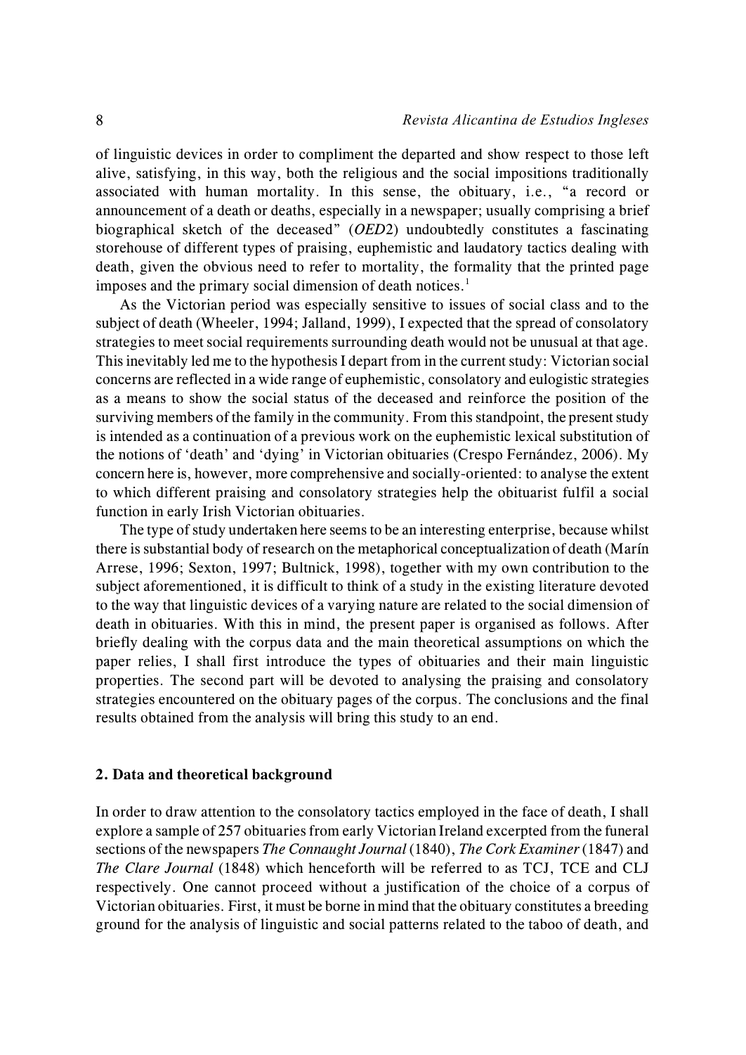of linguistic devices in order to compliment the departed and show respect to those left alive, satisfying, in this way, both the religious and the social impositions traditionally associated with human mortality. In this sense, the obituary, i.e., "a record or announcement of a death or deaths, especially in a newspaper; usually comprising a brief biographical sketch of the deceased" (*OED*2) undoubtedly constitutes a fascinating storehouse of different types of praising, euphemistic and laudatory tactics dealing with death, given the obvious need to refer to mortality, the formality that the printed page imposes and the primary social dimension of death notices.[1]

As the Victorian period was especially sensitive to issues of social class and to the subject of death (Wheeler, 1994; Jalland, 1999), I expected that the spread of consolatory strategies to meet social requirements surrounding death would not be unusual at that age. This inevitably led me to the hypothesis I depart from in the current study: Victorian social concerns are reflected in a wide range of euphemistic, consolatory and eulogistic strategies as a means to show the social status of the deceased and reinforce the position of the surviving members of the family in the community. From this standpoint, the present study is intended as a continuation of a previous work on the euphemistic lexical substitution of the notions of 'death' and 'dying' in Victorian obituaries (Crespo Fernández, 2006). My concern here is, however, more comprehensive and socially-oriented: to analyse the extent to which different praising and consolatory strategies help the obituarist fulfil a social function in early Irish Victorian obituaries.

The type of study undertaken here seems to be an interesting enterprise, because whilst there is substantial body of research on the metaphorical conceptualization of death (Marín Arrese, 1996; Sexton, 1997; Bultnick, 1998), together with my own contribution to the subject aforementioned, it is difficult to think of a study in the existing literature devoted to the way that linguistic devices of a varying nature are related to the social dimension of death in obituaries. With this in mind, the present paper is organised as follows. After briefly dealing with the corpus data and the main theoretical assumptions on which the paper relies, I shall first introduce the types of obituaries and their main linguistic properties. The second part will be devoted to analysing the praising and consolatory strategies encountered on the obituary pages of the corpus. The conclusions and the final results obtained from the analysis will bring this study to an end.

## 2. Data and theoretical background

In order to draw attention to the consolatory tactics employed in the face of death, I shall explore a sample of 257 obituaries from early Victorian Ireland excerpted from the funeral sections of the newspapers *The Connaught Journal* (1840), *The Cork Examiner* (1847) and *The Clare Journal* (1848) which henceforth will be referred to as TCJ, TCE and CLJ respectively. One cannot proceed without a justification of the choice of a corpus of Victorian obituaries. First, it must be borne in mind that the obituary constitutes a breeding ground for the analysis of linguistic and social patterns related to the taboo of death, and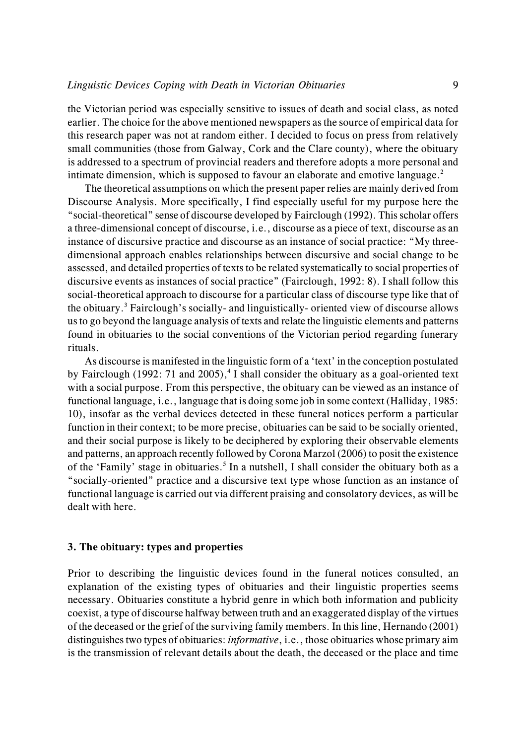the Victorian period was especially sensitive to issues of death and social class, as noted earlier. The choice for the above mentioned newspapers as the source of empirical data for this research paper was not at random either. I decided to focus on press from relatively small communities (those from Galway, Cork and the Clare county), where the obituary is addressed to a spectrum of provincial readers and therefore adopts a more personal and intimate dimension, which is supposed to favour an elaborate and emotive language.[2]

The theoretical assumptions on which the present paper relies are mainly derived from Discourse Analysis. More specifically, I find especially useful for my purpose here the "social-theoretical" sense of discourse developed by Fairclough (1992). This scholar offers a three-dimensional concept of discourse, i.e., discourse as a piece of text, discourse as an instance of discursive practice and discourse as an instance of social practice: "My three-dimensional approach enables relationships between discursive and social change to be assessed, and detailed properties of texts to be related systematically to social properties of discursive events as instances of social practice" (Fairclough, 1992: 8). I shall follow this social-theoretical approach to discourse for a particular class of discourse type like that of the obituary.[3] Fairclough's socially- and linguistically- oriented view of discourse allows us to go beyond the language analysis of texts and relate the linguistic elements and patterns found in obituaries to the social conventions of the Victorian period regarding funerary rituals.

As discourse is manifested in the linguistic form of a 'text' in the conception postulated by Fairclough (1992: 71 and 2005),[4] I shall consider the obituary as a goal-oriented text with a social purpose. From this perspective, the obituary can be viewed as an instance of functional language, i.e., language that is doing some job in some context (Halliday, 1985: 10), insofar as the verbal devices detected in these funeral notices perform a particular function in their context; to be more precise, obituaries can be said to be socially oriented, and their social purpose is likely to be deciphered by exploring their observable elements and patterns, an approach recently followed by Corona Marzol (2006) to posit the existence of the 'Family' stage in obituaries.[5] In a nutshell, I shall consider the obituary both as a "socially-oriented" practice and a discursive text type whose function as an instance of functional language is carried out via different praising and consolatory devices, as will be dealt with here.

## 3. The obituary: types and properties

Prior to describing the linguistic devices found in the funeral notices consulted, an explanation of the existing types of obituaries and their linguistic properties seems necessary. Obituaries constitute a hybrid genre in which both information and publicity coexist, a type of discourse halfway between truth and an exaggerated display of the virtues of the deceased or the grief of the surviving family members. In this line, Hernando (2001) distinguishes two types of obituaries: *informative*, i.e., those obituaries whose primary aim is the transmission of relevant details about the death, the deceased or the place and time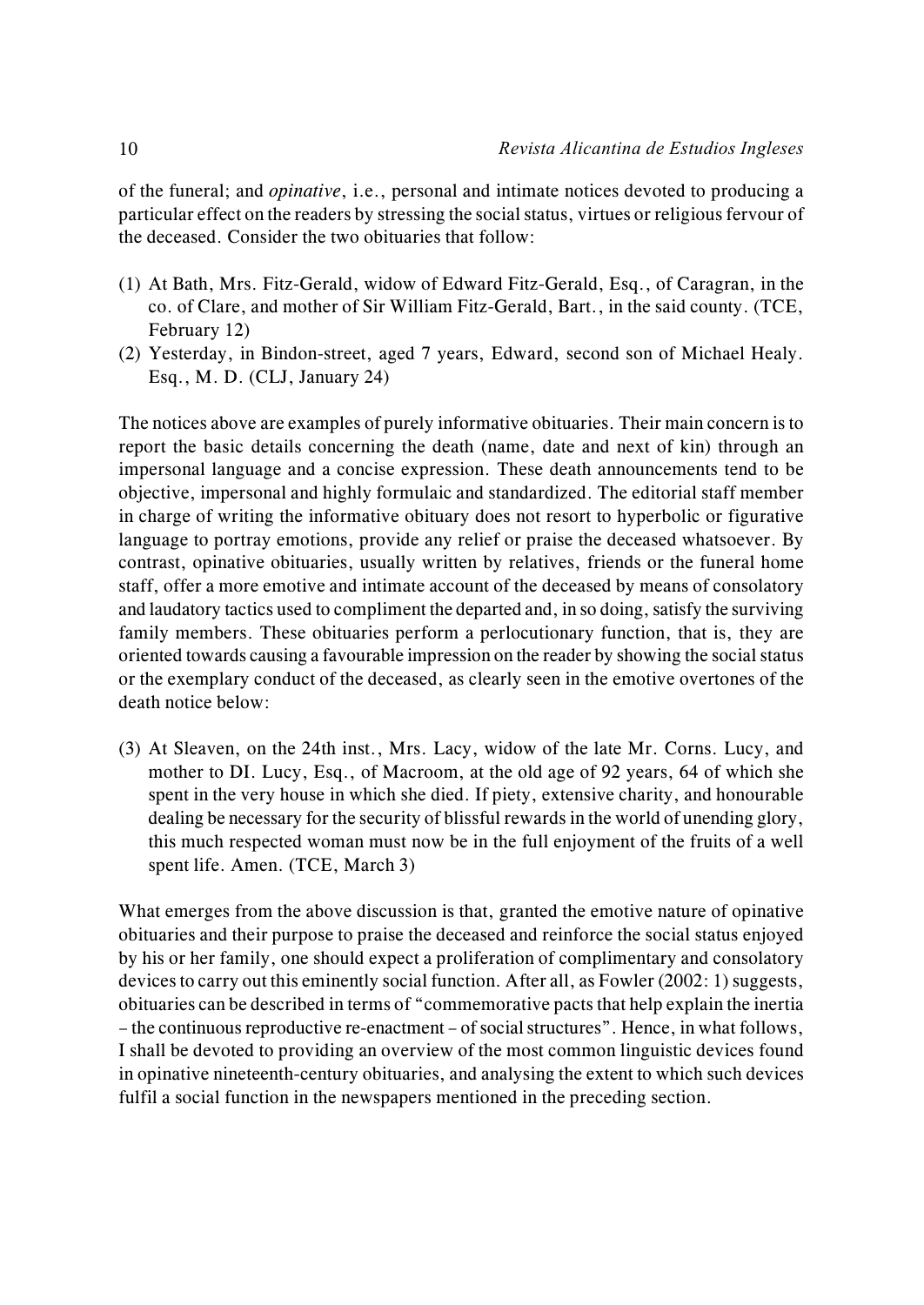of the funeral; and *opinative*, i.e., personal and intimate notices devoted to producing a particular effect on the readers by stressing the social status, virtues or religious fervour of the deceased. Consider the two obituaries that follow:

(1) At Bath, Mrs. Fitz-Gerald, widow of Edward Fitz-Gerald, Esq., of Caragran, in the co. of Clare, and mother of Sir William Fitz-Gerald, Bart., in the said county. (TCE, February 12)

(2) Yesterday, in Bindon-street, aged 7 years, Edward, second son of Michael Healy. Esq., M. D. (CLJ, January 24)

The notices above are examples of purely informative obituaries. Their main concern is to report the basic details concerning the death (name, date and next of kin) through an impersonal language and a concise expression. These death announcements tend to be objective, impersonal and highly formulaic and standardized. The editorial staff member in charge of writing the informative obituary does not resort to hyperbolic or figurative language to portray emotions, provide any relief or praise the deceased whatsoever. By contrast, opinative obituaries, usually written by relatives, friends or the funeral home staff, offer a more emotive and intimate account of the deceased by means of consolatory and laudatory tactics used to compliment the departed and, in so doing, satisfy the surviving family members. These obituaries perform a perlocutionary function, that is, they are oriented towards causing a favourable impression on the reader by showing the social status or the exemplary conduct of the deceased, as clearly seen in the emotive overtones of the death notice below:

(3) At Sleaven, on the 24th inst., Mrs. Lacy, widow of the late Mr. Corns. Lucy, and mother to DI. Lucy, Esq., of Macroom, at the old age of 92 years, 64 of which she spent in the very house in which she died. If piety, extensive charity, and honourable dealing be necessary for the security of blissful rewards in the world of unending glory, this much respected woman must now be in the full enjoyment of the fruits of a well spent life. Amen. (TCE, March 3)

What emerges from the above discussion is that, granted the emotive nature of opinative obituaries and their purpose to praise the deceased and reinforce the social status enjoyed by his or her family, one should expect a proliferation of complimentary and consolatory devices to carry out this eminently social function. After all, as Fowler (2002: 1) suggests, obituaries can be described in terms of "commemorative pacts that help explain the inertia – the continuous reproductive re-enactment – of social structures". Hence, in what follows, I shall be devoted to providing an overview of the most common linguistic devices found in opinative nineteenth-century obituaries, and analysing the extent to which such devices fulfil a social function in the newspapers mentioned in the preceding section.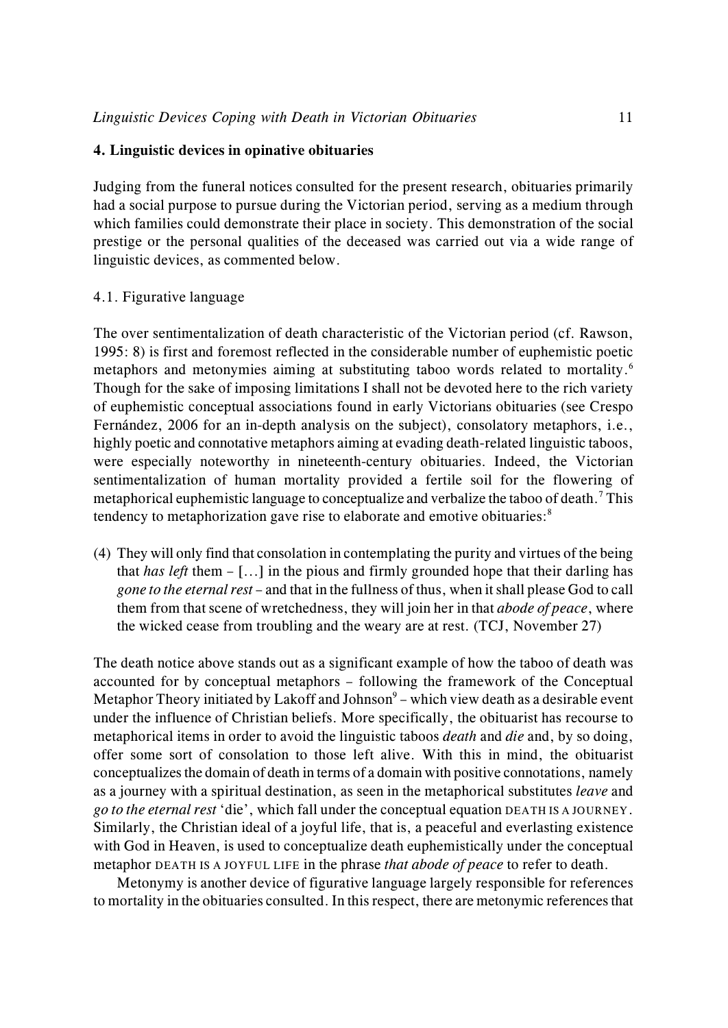## 4. Linguistic devices in opinative obituaries

Judging from the funeral notices consulted for the present research, obituaries primarily had a social purpose to pursue during the Victorian period, serving as a medium through which families could demonstrate their place in society. This demonstration of the social prestige or the personal qualities of the deceased was carried out via a wide range of linguistic devices, as commented below.

### 4.1. Figurative language

The over sentimentalization of death characteristic of the Victorian period (cf. Rawson, 1995: 8) is first and foremost reflected in the considerable number of euphemistic poetic metaphors and metonymies aiming at substituting taboo words related to mortality.[6] Though for the sake of imposing limitations I shall not be devoted here to the rich variety of euphemistic conceptual associations found in early Victorians obituaries (see Crespo Fernández, 2006 for an in-depth analysis on the subject), consolatory metaphors, i.e., highly poetic and connotative metaphors aiming at evading death-related linguistic taboos, were especially noteworthy in nineteenth-century obituaries. Indeed, the Victorian sentimentalization of human mortality provided a fertile soil for the flowering of metaphorical euphemistic language to conceptualize and verbalize the taboo of death.[7] This tendency to metaphorization gave rise to elaborate and emotive obituaries:[8]

(4) They will only find that consolation in contemplating the purity and virtues of the being that *has left* them – […] in the pious and firmly grounded hope that their darling has *gone to the eternal rest* – and that in the fullness of thus, when it shall please God to call them from that scene of wretchedness, they will join her in that *abode of peace*, where the wicked cease from troubling and the weary are at rest. (TCJ, November 27)

The death notice above stands out as a significant example of how the taboo of death was accounted for by conceptual metaphors – following the framework of the Conceptual Metaphor Theory initiated by Lakoff and Johnson[9] – which view death as a desirable event under the influence of Christian beliefs. More specifically, the obituarist has recourse to metaphorical items in order to avoid the linguistic taboos *death* and *die* and, by so doing, offer some sort of consolation to those left alive. With this in mind, the obituarist conceptualizes the domain of death in terms of a domain with positive connotations, namely as a journey with a spiritual destination, as seen in the metaphorical substitutes *leave* and *go to the eternal rest* 'die', which fall under the conceptual equation DEATH IS A JOURNEY. Similarly, the Christian ideal of a joyful life, that is, a peaceful and everlasting existence with God in Heaven, is used to conceptualize death euphemistically under the conceptual metaphor DEATH IS A JOYFUL LIFE in the phrase *that abode of peace* to refer to death.

Metonymy is another device of figurative language largely responsible for references to mortality in the obituaries consulted. In this respect, there are metonymic references that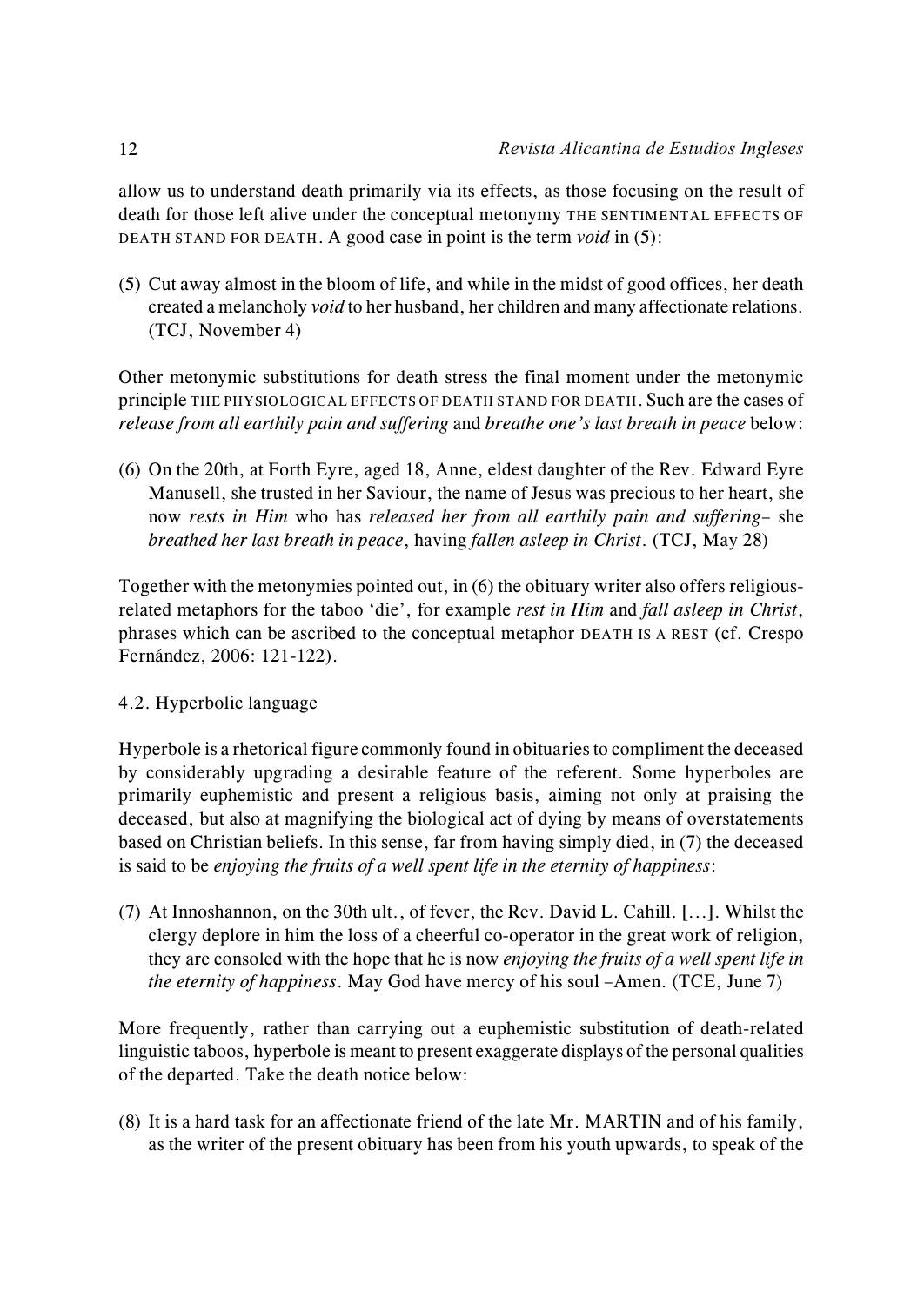allow us to understand death primarily via its effects, as those focusing on the result of death for those left alive under the conceptual metonymy THE SENTIMENTAL EFFECTS OF DEATH STAND FOR DEATH. A good case in point is the term *void* in (5):

(5) Cut away almost in the bloom of life, and while in the midst of good offices, her death created a melancholy *void* to her husband, her children and many affectionate relations. (TCJ, November 4)

Other metonymic substitutions for death stress the final moment under the metonymic principle THE PHYSIOLOGICAL EFFECTS OF DEATH STAND FOR DEATH. Such are the cases of *release from all earthily pain and suffering* and *breathe one's last breath in peace* below:

(6) On the 20th, at Forth Eyre, aged 18, Anne, eldest daughter of the Rev. Edward Eyre Manusell, she trusted in her Saviour, the name of Jesus was precious to her heart, she now *rests in Him* who has *released her from all earthily pain and suffering*– she *breathed her last breath in peace*, having *fallen asleep in Christ*. (TCJ, May 28)

Together with the metonymies pointed out, in (6) the obituary writer also offers religious-related metaphors for the taboo 'die', for example *rest in Him* and *fall asleep in Christ*, phrases which can be ascribed to the conceptual metaphor DEATH IS A REST (cf. Crespo Fernández, 2006: 121-122).

### 4.2. Hyperbolic language

Hyperbole is a rhetorical figure commonly found in obituaries to compliment the deceased by considerably upgrading a desirable feature of the referent. Some hyperboles are primarily euphemistic and present a religious basis, aiming not only at praising the deceased, but also at magnifying the biological act of dying by means of overstatements based on Christian beliefs. In this sense, far from having simply died, in (7) the deceased is said to be *enjoying the fruits of a well spent life in the eternity of happiness*:

(7) At Innoshannon, on the 30th ult., of fever, the Rev. David L. Cahill. […]. Whilst the clergy deplore in him the loss of a cheerful co-operator in the great work of religion, they are consoled with the hope that he is now *enjoying the fruits of a well spent life in the eternity of happiness*. May God have mercy of his soul –Amen. (TCE, June 7)

More frequently, rather than carrying out a euphemistic substitution of death-related linguistic taboos, hyperbole is meant to present exaggerate displays of the personal qualities of the departed. Take the death notice below:

(8) It is a hard task for an affectionate friend of the late Mr. MARTIN and of his family, as the writer of the present obituary has been from his youth upwards, to speak of the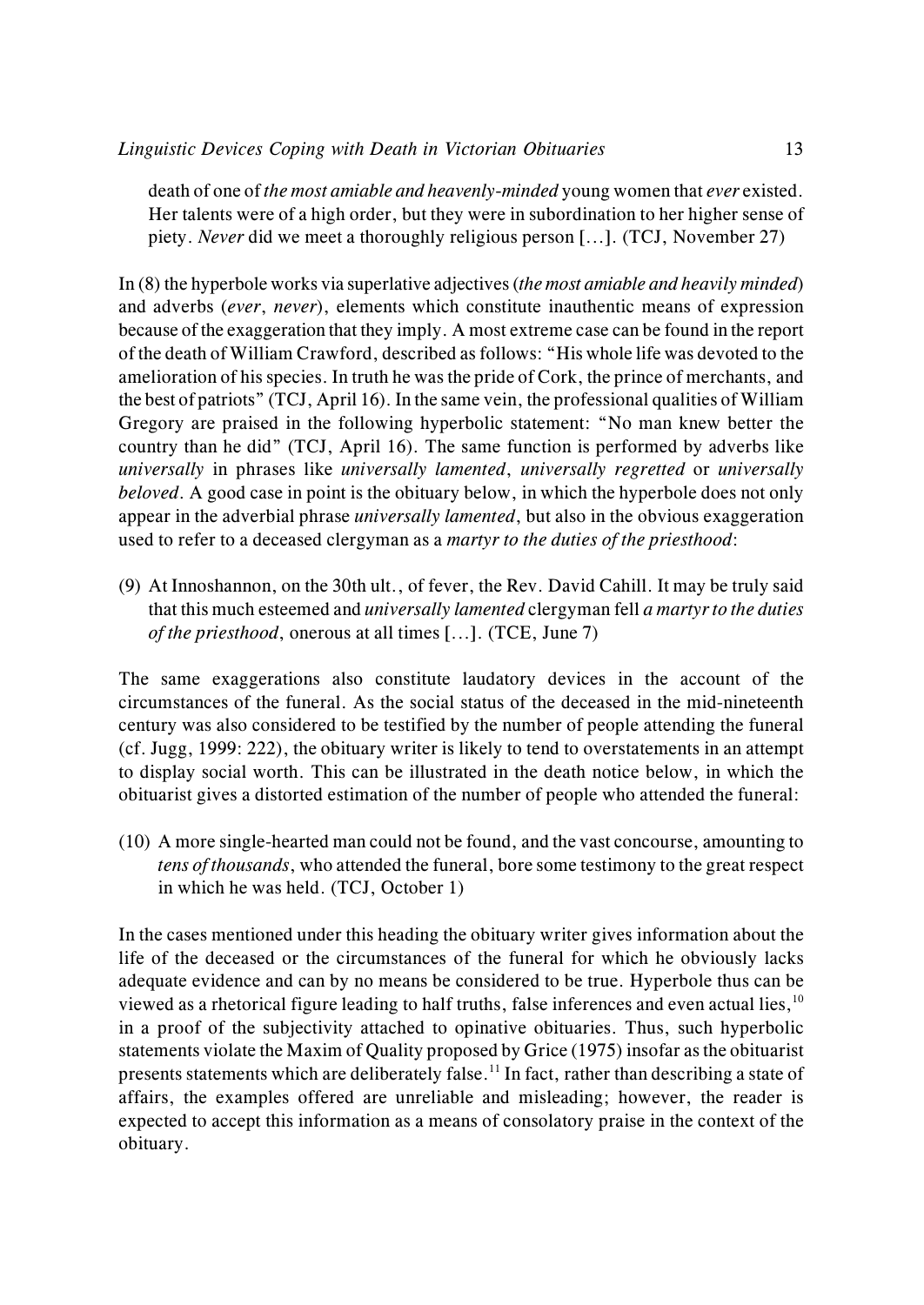death of one of *the most amiable and heavenly-minded* young women that *ever* existed. Her talents were of a high order, but they were in subordination to her higher sense of piety. *Never* did we meet a thoroughly religious person […]. (TCJ, November 27)

In (8) the hyperbole works via superlative adjectives (*the most amiable and heavily minded*) and adverbs (*ever*, *never*), elements which constitute inauthentic means of expression because of the exaggeration that they imply. A most extreme case can be found in the report of the death of William Crawford, described as follows: "His whole life was devoted to the amelioration of his species. In truth he was the pride of Cork, the prince of merchants, and the best of patriots" (TCJ, April 16). In the same vein, the professional qualities of William Gregory are praised in the following hyperbolic statement: "No man knew better the country than he did" (TCJ, April 16). The same function is performed by adverbs like *universally* in phrases like *universally lamented*, *universally regretted* or *universally beloved*. A good case in point is the obituary below, in which the hyperbole does not only appear in the adverbial phrase *universally lamented*, but also in the obvious exaggeration used to refer to a deceased clergyman as a *martyr to the duties of the priesthood*:

(9) At Innoshannon, on the 30th ult., of fever, the Rev. David Cahill. It may be truly said that this much esteemed and *universally lamented* clergyman fell *a martyr to the duties of the priesthood*, onerous at all times […]. (TCE, June 7)

The same exaggerations also constitute laudatory devices in the account of the circumstances of the funeral. As the social status of the deceased in the mid-nineteenth century was also considered to be testified by the number of people attending the funeral (cf. Jugg, 1999: 222), the obituary writer is likely to tend to overstatements in an attempt to display social worth. This can be illustrated in the death notice below, in which the obituarist gives a distorted estimation of the number of people who attended the funeral:

(10) A more single-hearted man could not be found, and the vast concourse, amounting to *tens of thousands*, who attended the funeral, bore some testimony to the great respect in which he was held. (TCJ, October 1)

In the cases mentioned under this heading the obituary writer gives information about the life of the deceased or the circumstances of the funeral for which he obviously lacks adequate evidence and can by no means be considered to be true. Hyperbole thus can be viewed as a rhetorical figure leading to half truths, false inferences and even actual lies,[10] in a proof of the subjectivity attached to opinative obituaries. Thus, such hyperbolic statements violate the Maxim of Quality proposed by Grice (1975) insofar as the obituarist presents statements which are deliberately false.[11] In fact, rather than describing a state of affairs, the examples offered are unreliable and misleading; however, the reader is expected to accept this information as a means of consolatory praise in the context of the obituary.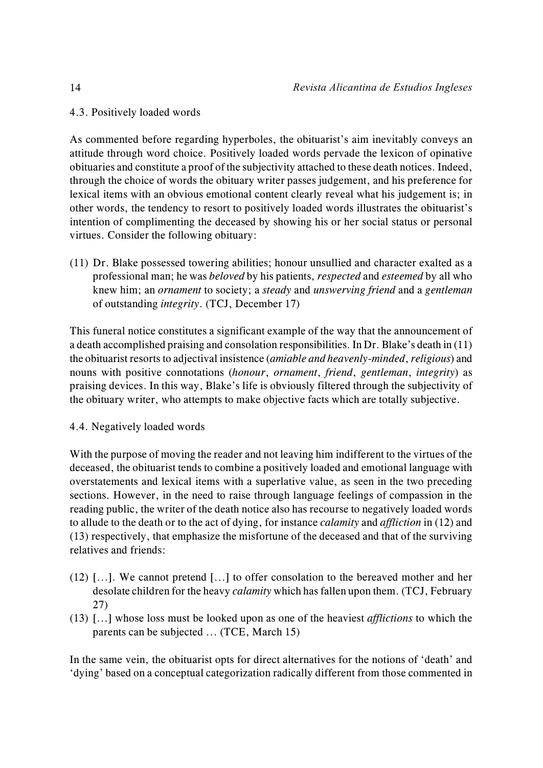4.3. Positively loaded words

As commented before regarding hyperboles, the obituarist's aim inevitably conveys an attitude through word choice. Positively loaded words pervade the lexicon of opinative obituaries and constitute a proof of the subjectivity attached to these death notices. Indeed, through the choice of words the obituary writer passes judgement, and his preference for lexical items with an obvious emotional content clearly reveal what his judgement is; in other words, the tendency to resort to positively loaded words illustrates the obituarist's intention of complimenting the deceased by showing his or her social status or personal virtues. Consider the following obituary:

(11) Dr. Blake possessed towering abilities; honour unsullied and character exalted as a professional man; he was *beloved* by his patients, *respected* and *esteemed* by all who knew him; an *ornament* to society; a *steady* and *unswerving friend* and a *gentleman* of outstanding *integrity*. (TCJ, December 17)

This funeral notice constitutes a significant example of the way that the announcement of a death accomplished praising and consolation responsibilities. In Dr. Blake's death in (11) the obituarist resorts to adjectival insistence (*amiable and heavenly-minded*, *religious*) and nouns with positive connotations (*honour*, *ornament*, *friend*, *gentleman*, *integrity*) as praising devices. In this way, Blake's life is obviously filtered through the subjectivity of the obituary writer, who attempts to make objective facts which are totally subjective.

4.4. Negatively loaded words

With the purpose of moving the reader and not leaving him indifferent to the virtues of the deceased, the obituarist tends to combine a positively loaded and emotional language with overstatements and lexical items with a superlative value, as seen in the two preceding sections. However, in the need to raise through language feelings of compassion in the reading public, the writer of the death notice also has recourse to negatively loaded words to allude to the death or to the act of dying, for instance *calamity* and *affliction* in (12) and (13) respectively, that emphasize the misfortune of the deceased and that of the surviving relatives and friends:

(12) […]. We cannot pretend […] to offer consolation to the bereaved mother and her desolate children for the heavy *calamity* which has fallen upon them. (TCJ, February 27)

(13) […] whose loss must be looked upon as one of the heaviest *afflictions* to which the parents can be subjected … (TCE, March 15)

In the same vein, the obituarist opts for direct alternatives for the notions of 'death' and 'dying' based on a conceptual categorization radically different from those commented in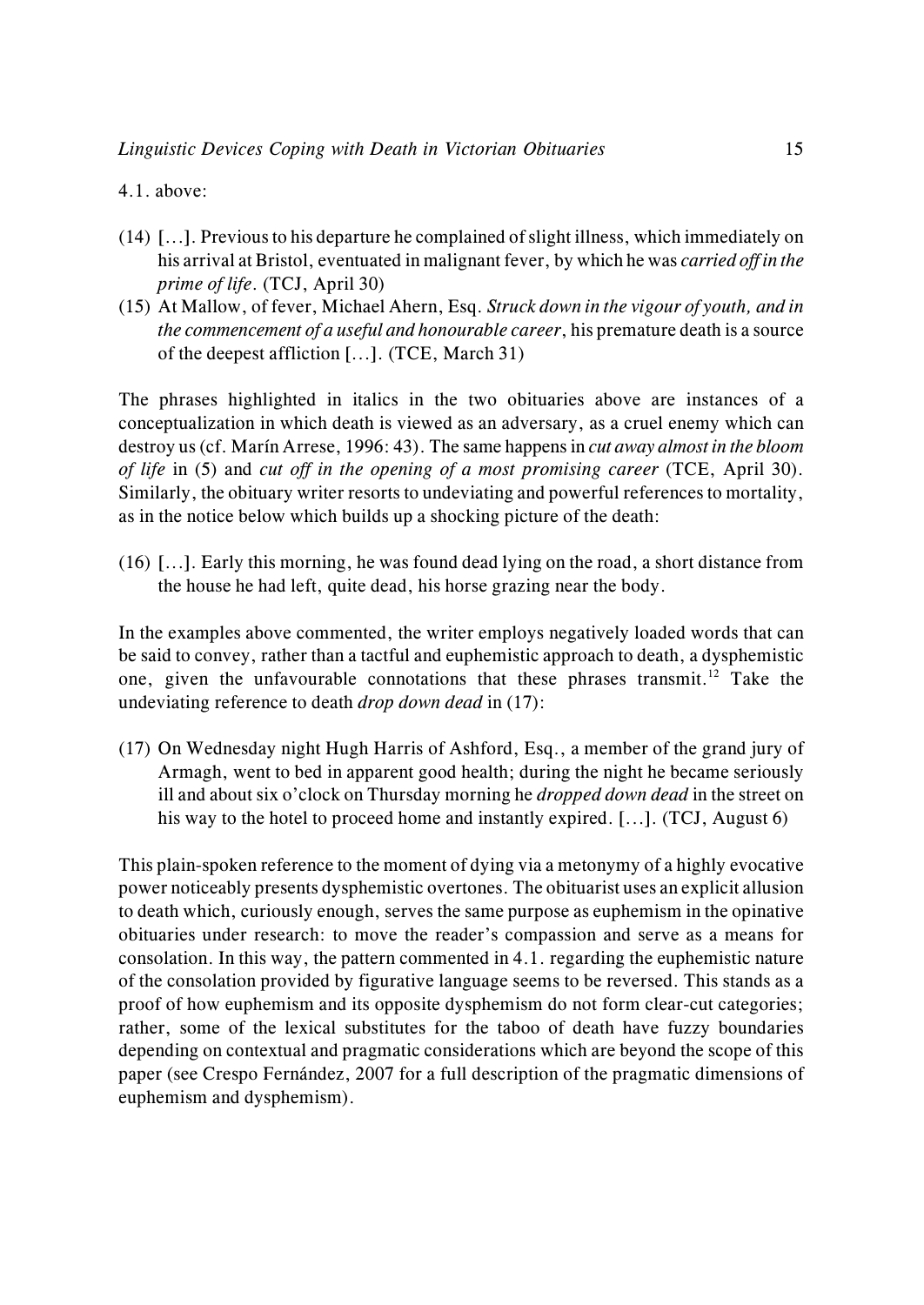4.1. above:

(14) […]. Previous to his departure he complained of slight illness, which immediately on his arrival at Bristol, eventuated in malignant fever, by which he was *carried off in the prime of life*. (TCJ, April 30)

(15) At Mallow, of fever, Michael Ahern, Esq. *Struck down in the vigour of youth, and in the commencement of a useful and honourable career*, his premature death is a source of the deepest affliction […]. (TCE, March 31)

The phrases highlighted in italics in the two obituaries above are instances of a conceptualization in which death is viewed as an adversary, as a cruel enemy which can destroy us (cf. Marín Arrese, 1996: 43). The same happens in *cut away almost in the bloom of life* in (5) and *cut off in the opening of a most promising career* (TCE, April 30). Similarly, the obituary writer resorts to undeviating and powerful references to mortality, as in the notice below which builds up a shocking picture of the death:

(16) […]. Early this morning, he was found dead lying on the road, a short distance from the house he had left, quite dead, his horse grazing near the body.

In the examples above commented, the writer employs negatively loaded words that can be said to convey, rather than a tactful and euphemistic approach to death, a dysphemistic one, given the unfavourable connotations that these phrases transmit.[12] Take the undeviating reference to death *drop down dead* in (17):

(17) On Wednesday night Hugh Harris of Ashford, Esq., a member of the grand jury of Armagh, went to bed in apparent good health; during the night he became seriously ill and about six o'clock on Thursday morning he *dropped down dead* in the street on his way to the hotel to proceed home and instantly expired. […]. (TCJ, August 6)

This plain-spoken reference to the moment of dying via a metonymy of a highly evocative power noticeably presents dysphemistic overtones. The obituarist uses an explicit allusion to death which, curiously enough, serves the same purpose as euphemism in the opinative obituaries under research: to move the reader's compassion and serve as a means for consolation. In this way, the pattern commented in 4.1. regarding the euphemistic nature of the consolation provided by figurative language seems to be reversed. This stands as a proof of how euphemism and its opposite dysphemism do not form clear-cut categories; rather, some of the lexical substitutes for the taboo of death have fuzzy boundaries depending on contextual and pragmatic considerations which are beyond the scope of this paper (see Crespo Fernández, 2007 for a full description of the pragmatic dimensions of euphemism and dysphemism).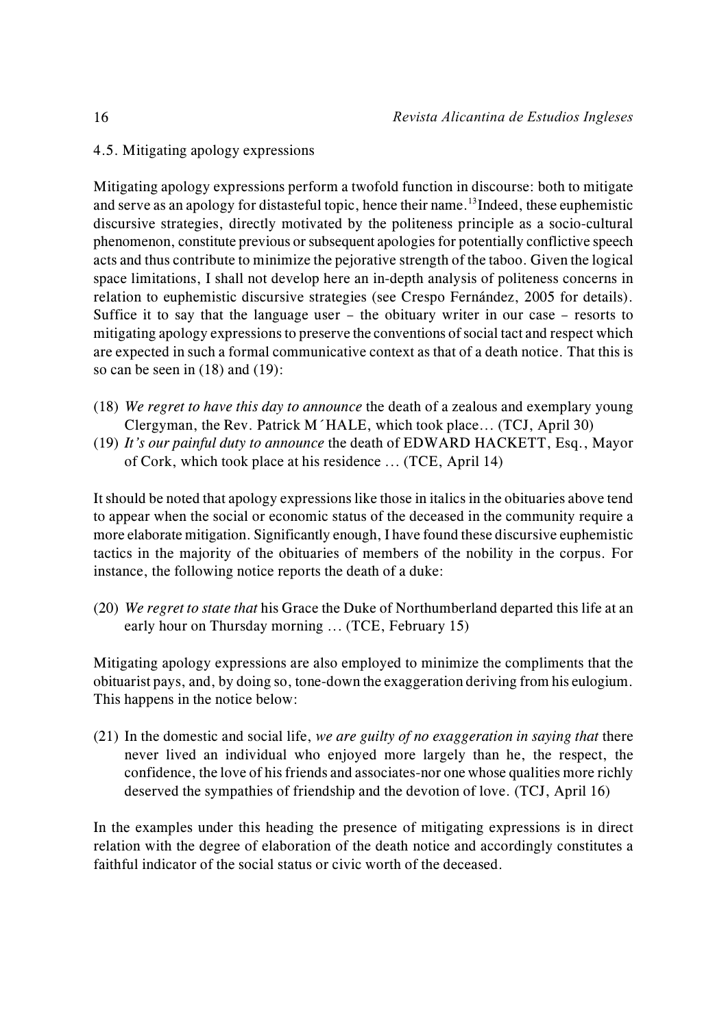### 4.5. Mitigating apology expressions

Mitigating apology expressions perform a twofold function in discourse: both to mitigate and serve as an apology for distasteful topic, hence their name.[13] Indeed, these euphemistic discursive strategies, directly motivated by the politeness principle as a socio-cultural phenomenon, constitute previous or subsequent apologies for potentially conflictive speech acts and thus contribute to minimize the pejorative strength of the taboo. Given the logical space limitations, I shall not develop here an in-depth analysis of politeness concerns in relation to euphemistic discursive strategies (see Crespo Fernández, 2005 for details). Suffice it to say that the language user – the obituary writer in our case – resorts to mitigating apology expressions to preserve the conventions of social tact and respect which are expected in such a formal communicative context as that of a death notice. That this is so can be seen in (18) and (19):

(18) *We regret to have this day to announce* the death of a zealous and exemplary young Clergyman, the Rev. Patrick M´HALE, which took place… (TCJ, April 30)

(19) *It's our painful duty to announce* the death of EDWARD HACKETT, Esq., Mayor of Cork, which took place at his residence … (TCE, April 14)

It should be noted that apology expressions like those in italics in the obituaries above tend to appear when the social or economic status of the deceased in the community require a more elaborate mitigation. Significantly enough, I have found these discursive euphemistic tactics in the majority of the obituaries of members of the nobility in the corpus. For instance, the following notice reports the death of a duke:

(20) *We regret to state that* his Grace the Duke of Northumberland departed this life at an early hour on Thursday morning … (TCE, February 15)

Mitigating apology expressions are also employed to minimize the compliments that the obituarist pays, and, by doing so, tone-down the exaggeration deriving from his eulogium. This happens in the notice below:

(21) In the domestic and social life, *we are guilty of no exaggeration in saying that* there never lived an individual who enjoyed more largely than he, the respect, the confidence, the love of his friends and associates-nor one whose qualities more richly deserved the sympathies of friendship and the devotion of love. (TCJ, April 16)

In the examples under this heading the presence of mitigating expressions is in direct relation with the degree of elaboration of the death notice and accordingly constitutes a faithful indicator of the social status or civic worth of the deceased.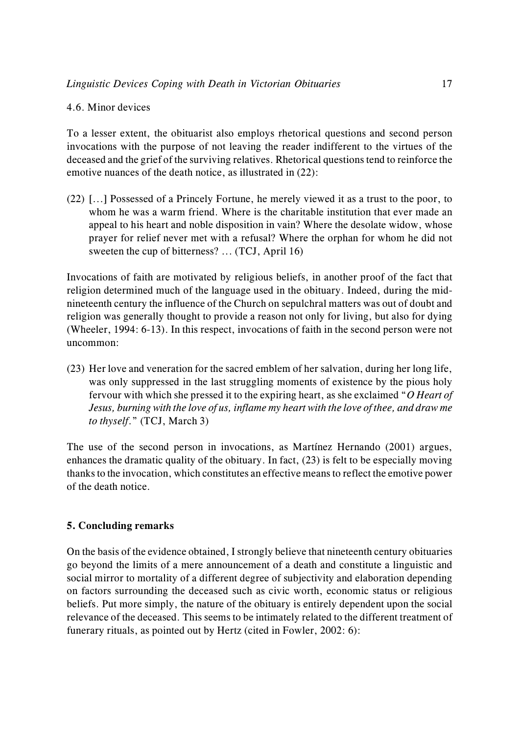### 4.6. Minor devices

To a lesser extent, the obituarist also employs rhetorical questions and second person invocations with the purpose of not leaving the reader indifferent to the virtues of the deceased and the grief of the surviving relatives. Rhetorical questions tend to reinforce the emotive nuances of the death notice, as illustrated in (22):

(22) […] Possessed of a Princely Fortune, he merely viewed it as a trust to the poor, to whom he was a warm friend. Where is the charitable institution that ever made an appeal to his heart and noble disposition in vain? Where the desolate widow, whose prayer for relief never met with a refusal? Where the orphan for whom he did not sweeten the cup of bitterness? … (TCJ, April 16)

Invocations of faith are motivated by religious beliefs, in another proof of the fact that religion determined much of the language used in the obituary. Indeed, during the mid-nineteenth century the influence of the Church on sepulchral matters was out of doubt and religion was generally thought to provide a reason not only for living, but also for dying (Wheeler, 1994: 6-13). In this respect, invocations of faith in the second person were not uncommon:

(23) Her love and veneration for the sacred emblem of her salvation, during her long life, was only suppressed in the last struggling moments of existence by the pious holy fervour with which she pressed it to the expiring heart, as she exclaimed "*O Heart of Jesus, burning with the love of us, inflame my heart with the love of thee, and draw me to thyself*." (TCJ, March 3)

The use of the second person in invocations, as Martínez Hernando (2001) argues, enhances the dramatic quality of the obituary. In fact, (23) is felt to be especially moving thanks to the invocation, which constitutes an effective means to reflect the emotive power of the death notice.

## 5. Concluding remarks

On the basis of the evidence obtained, I strongly believe that nineteenth century obituaries go beyond the limits of a mere announcement of a death and constitute a linguistic and social mirror to mortality of a different degree of subjectivity and elaboration depending on factors surrounding the deceased such as civic worth, economic status or religious beliefs. Put more simply, the nature of the obituary is entirely dependent upon the social relevance of the deceased. This seems to be intimately related to the different treatment of funerary rituals, as pointed out by Hertz (cited in Fowler, 2002: 6):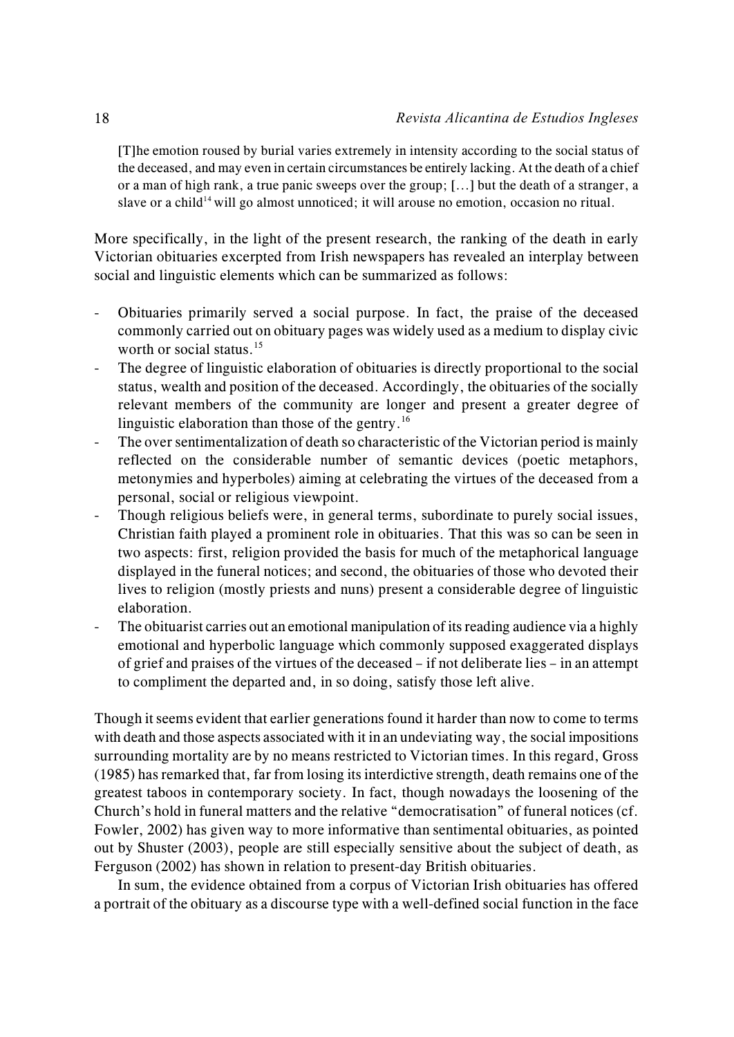> [T]he emotion roused by burial varies extremely in intensity according to the social status of the deceased, and may even in certain circumstances be entirely lacking. At the death of a chief or a man of high rank, a true panic sweeps over the group; [...] but the death of a stranger, a slave or a child[14] will go almost unnoticed; it will arouse no emotion, occasion no ritual.

More specifically, in the light of the present research, the ranking of the death in early Victorian obituaries excerpted from Irish newspapers has revealed an interplay between social and linguistic elements which can be summarized as follows:

- Obituaries primarily served a social purpose. In fact, the praise of the deceased commonly carried out on obituary pages was widely used as a medium to display civic worth or social status.[15]
- The degree of linguistic elaboration of obituaries is directly proportional to the social status, wealth and position of the deceased. Accordingly, the obituaries of the socially relevant members of the community are longer and present a greater degree of linguistic elaboration than those of the gentry.[16]
- The over sentimentalization of death so characteristic of the Victorian period is mainly reflected on the considerable number of semantic devices (poetic metaphors, metonymies and hyperboles) aiming at celebrating the virtues of the deceased from a personal, social or religious viewpoint.
- Though religious beliefs were, in general terms, subordinate to purely social issues, Christian faith played a prominent role in obituaries. That this was so can be seen in two aspects: first, religion provided the basis for much of the metaphorical language displayed in the funeral notices; and second, the obituaries of those who devoted their lives to religion (mostly priests and nuns) present a considerable degree of linguistic elaboration.
- The obituarist carries out an emotional manipulation of its reading audience via a highly emotional and hyperbolic language which commonly supposed exaggerated displays of grief and praises of the virtues of the deceased – if not deliberate lies – in an attempt to compliment the departed and, in so doing, satisfy those left alive.

Though it seems evident that earlier generations found it harder than now to come to terms with death and those aspects associated with it in an undeviating way, the social impositions surrounding mortality are by no means restricted to Victorian times. In this regard, Gross (1985) has remarked that, far from losing its interdictive strength, death remains one of the greatest taboos in contemporary society. In fact, though nowadays the loosening of the Church's hold in funeral matters and the relative "democratisation" of funeral notices (cf. Fowler, 2002) has given way to more informative than sentimental obituaries, as pointed out by Shuster (2003), people are still especially sensitive about the subject of death, as Ferguson (2002) has shown in relation to present-day British obituaries.

In sum, the evidence obtained from a corpus of Victorian Irish obituaries has offered a portrait of the obituary as a discourse type with a well-defined social function in the face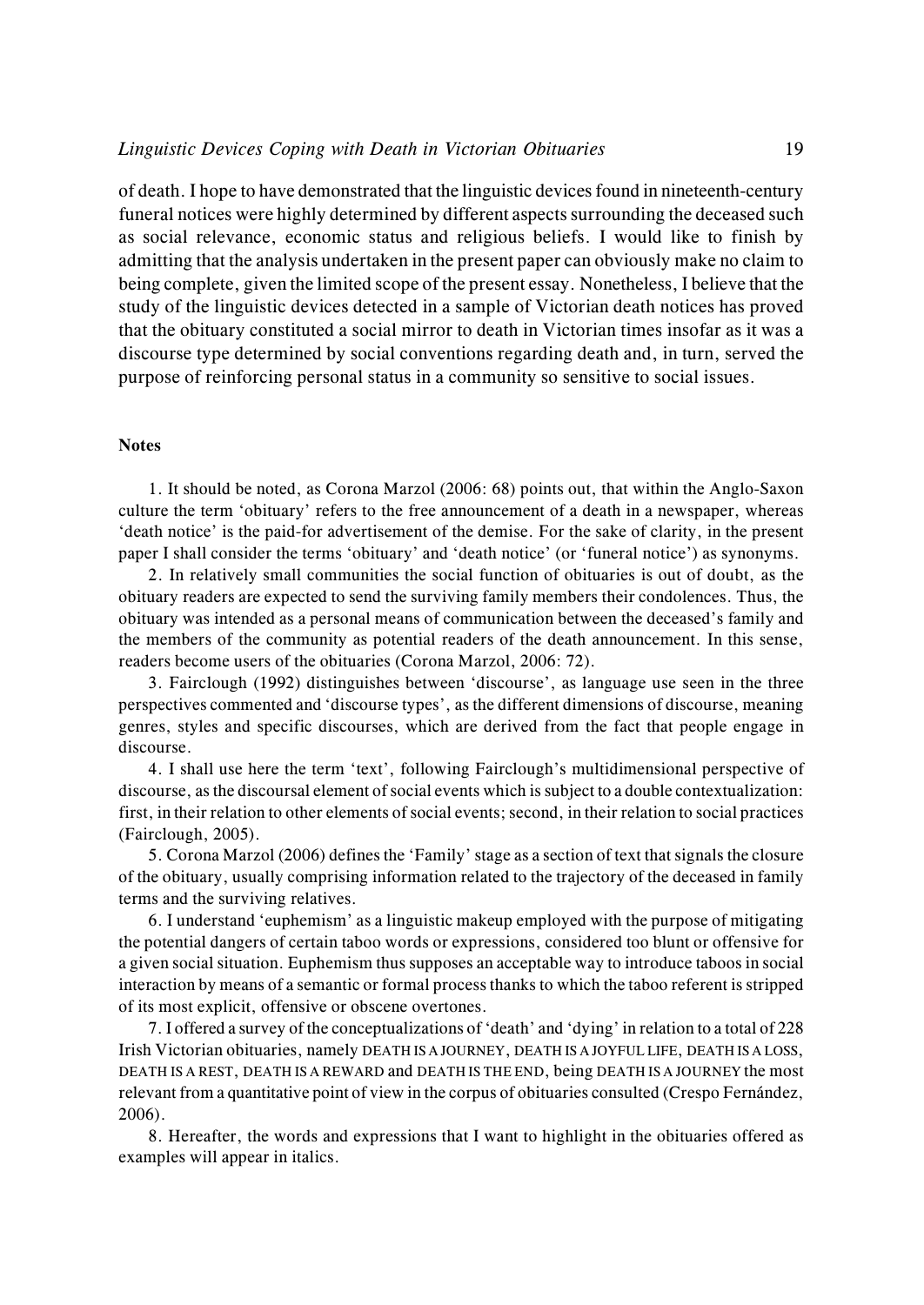of death. I hope to have demonstrated that the linguistic devices found in nineteenth-century funeral notices were highly determined by different aspects surrounding the deceased such as social relevance, economic status and religious beliefs. I would like to finish by admitting that the analysis undertaken in the present paper can obviously make no claim to being complete, given the limited scope of the present essay. Nonetheless, I believe that the study of the linguistic devices detected in a sample of Victorian death notices has proved that the obituary constituted a social mirror to death in Victorian times insofar as it was a discourse type determined by social conventions regarding death and, in turn, served the purpose of reinforcing personal status in a community so sensitive to social issues.

### Notes

1. It should be noted, as Corona Marzol (2006: 68) points out, that within the Anglo-Saxon culture the term 'obituary' refers to the free announcement of a death in a newspaper, whereas 'death notice' is the paid-for advertisement of the demise. For the sake of clarity, in the present paper I shall consider the terms 'obituary' and 'death notice' (or 'funeral notice') as synonyms.

2. In relatively small communities the social function of obituaries is out of doubt, as the obituary readers are expected to send the surviving family members their condolences. Thus, the obituary was intended as a personal means of communication between the deceased's family and the members of the community as potential readers of the death announcement. In this sense, readers become users of the obituaries (Corona Marzol, 2006: 72).

3. Fairclough (1992) distinguishes between 'discourse', as language use seen in the three perspectives commented and 'discourse types', as the different dimensions of discourse, meaning genres, styles and specific discourses, which are derived from the fact that people engage in discourse.

4. I shall use here the term 'text', following Fairclough's multidimensional perspective of discourse, as the discoursal element of social events which is subject to a double contextualization: first, in their relation to other elements of social events; second, in their relation to social practices (Fairclough, 2005).

5. Corona Marzol (2006) defines the 'Family' stage as a section of text that signals the closure of the obituary, usually comprising information related to the trajectory of the deceased in family terms and the surviving relatives.

6. I understand 'euphemism' as a linguistic makeup employed with the purpose of mitigating the potential dangers of certain taboo words or expressions, considered too blunt or offensive for a given social situation. Euphemism thus supposes an acceptable way to introduce taboos in social interaction by means of a semantic or formal process thanks to which the taboo referent is stripped of its most explicit, offensive or obscene overtones.

7. I offered a survey of the conceptualizations of 'death' and 'dying' in relation to a total of 228 Irish Victorian obituaries, namely DEATH IS A JOURNEY, DEATH IS A JOYFUL LIFE, DEATH IS A LOSS, DEATH IS A REST, DEATH IS A REWARD and DEATH IS THE END, being DEATH IS A JOURNEY the most relevant from a quantitative point of view in the corpus of obituaries consulted (Crespo Fernández, 2006).

8. Hereafter, the words and expressions that I want to highlight in the obituaries offered as examples will appear in italics.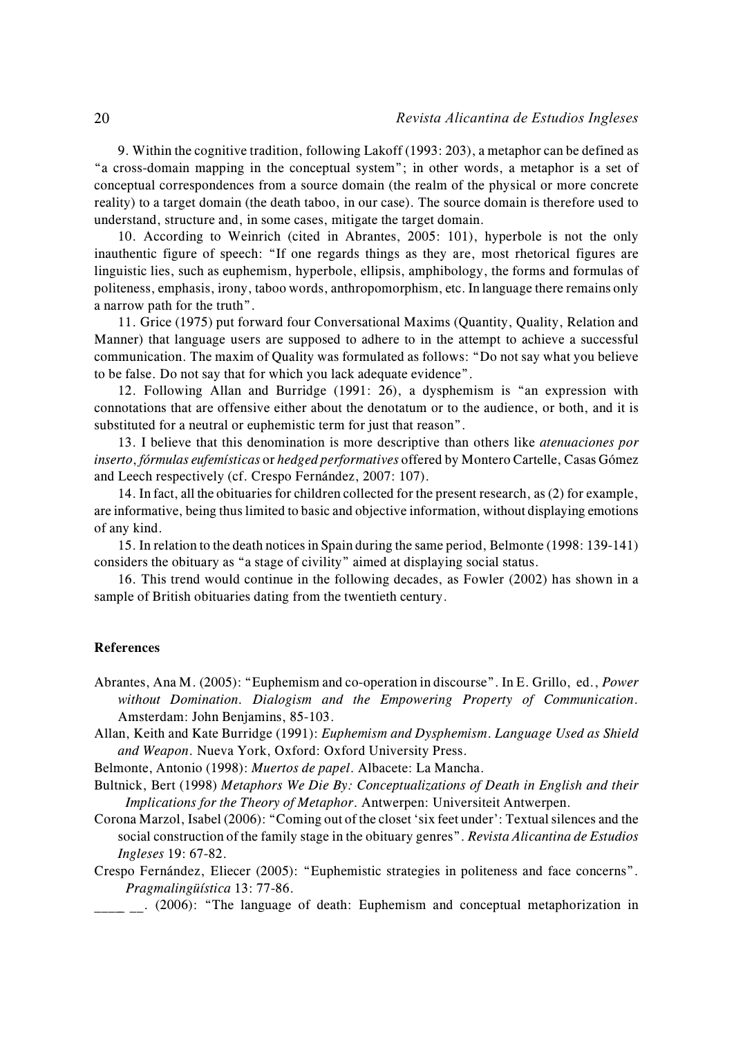9. Within the cognitive tradition, following Lakoff (1993: 203), a metaphor can be defined as "a cross-domain mapping in the conceptual system"; in other words, a metaphor is a set of conceptual correspondences from a source domain (the realm of the physical or more concrete reality) to a target domain (the death taboo, in our case). The source domain is therefore used to understand, structure and, in some cases, mitigate the target domain.

10. According to Weinrich (cited in Abrantes, 2005: 101), hyperbole is not the only inauthentic figure of speech: "If one regards things as they are, most rhetorical figures are linguistic lies, such as euphemism, hyperbole, ellipsis, amphibology, the forms and formulas of politeness, emphasis, irony, taboo words, anthropomorphism, etc. In language there remains only a narrow path for the truth".

11. Grice (1975) put forward four Conversational Maxims (Quantity, Quality, Relation and Manner) that language users are supposed to adhere to in the attempt to achieve a successful communication. The maxim of Quality was formulated as follows: "Do not say what you believe to be false. Do not say that for which you lack adequate evidence".

12. Following Allan and Burridge (1991: 26), a dysphemism is "an expression with connotations that are offensive either about the denotatum or to the audience, or both, and it is substituted for a neutral or euphemistic term for just that reason".

13. I believe that this denomination is more descriptive than others like *atenuaciones por inserto*, *fórmulas eufemísticas* or *hedged performatives* offered by Montero Cartelle, Casas Gómez and Leech respectively (cf. Crespo Fernández, 2007: 107).

14. In fact, all the obituaries for children collected for the present research, as (2) for example, are informative, being thus limited to basic and objective information, without displaying emotions of any kind.

15. In relation to the death notices in Spain during the same period, Belmonte (1998: 139-141) considers the obituary as "a stage of civility" aimed at displaying social status.

16. This trend would continue in the following decades, as Fowler (2002) has shown in a sample of British obituaries dating from the twentieth century.

## References

Abrantes, Ana M. (2005): "Euphemism and co-operation in discourse". In E. Grillo, ed., *Power without Domination. Dialogism and the Empowering Property of Communication*. Amsterdam: John Benjamins, 85-103.

Allan, Keith and Kate Burridge (1991): *Euphemism and Dysphemism. Language Used as Shield and Weapon*. Nueva York, Oxford: Oxford University Press.

Belmonte, Antonio (1998): *Muertos de papel*. Albacete: La Mancha.

Bultnick, Bert (1998) *Metaphors We Die By: Conceptualizations of Death in English and their Implications for the Theory of Metaphor*. Antwerpen: Universiteit Antwerpen.

Corona Marzol, Isabel (2006): "Coming out of the closet 'six feet under': Textual silences and the social construction of the family stage in the obituary genres". *Revista Alicantina de Estudios Ingleses* 19: 67-82.

Crespo Fernández, Eliecer (2005): "Euphemistic strategies in politeness and face concerns". *Pragmalingüística* 13: 77-86.

____ __. (2006): "The language of death: Euphemism and conceptual metaphorization in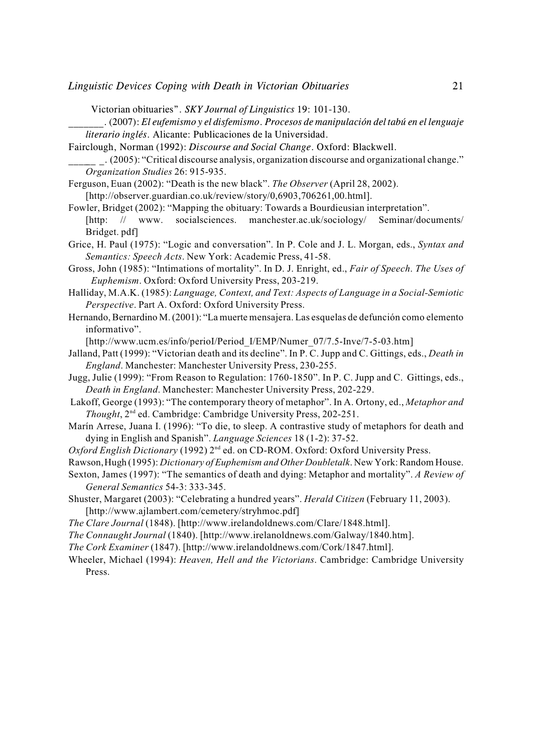Victorian obituaries". *SKY Journal of Linguistics* 19: 101-130.

_______. (2007): *El eufemismo y el disfemismo. Procesos de manipulación del tabú en el lenguaje literario inglés*. Alicante: Publicaciones de la Universidad.

Fairclough, Norman (1992): *Discourse and Social Change*. Oxford: Blackwell.

_____ _. (2005): "Critical discourse analysis, organization discourse and organizational change." *Organization Studies* 26: 915-935.

Ferguson, Euan (2002): "Death is the new black". *The Observer* (April 28, 2002). [http://observer.guardian.co.uk/review/story/0,6903,706261,00.html].

Fowler, Bridget (2002): "Mapping the obituary: Towards a Bourdieusian interpretation". [http: // www. socialsciences. manchester.ac.uk/sociology/ Seminar/documents/ Bridget. pdf]

Grice, H. Paul (1975): "Logic and conversation". In P. Cole and J. L. Morgan, eds., *Syntax and Semantics: Speech Acts*. New York: Academic Press, 41-58.

Gross, John (1985): "Intimations of mortality". In D. J. Enright, ed., *Fair of Speech. The Uses of Euphemism*. Oxford: Oxford University Press, 203-219.

Halliday, M.A.K. (1985): *Language, Context, and Text: Aspects of Language in a Social-Semiotic Perspective*. Part A. Oxford: Oxford University Press.

Hernando, Bernardino M. (2001): "La muerte mensajera. Las esquelas de defunción como elemento informativo".
[http://www.ucm.es/info/perioI/Period_I/EMP/Numer_07/7.5-Inve/7-5-03.htm]

Jalland, Patt (1999): "Victorian death and its decline". In P. C. Jupp and C. Gittings, eds., *Death in England*. Manchester: Manchester University Press, 230-255.

Jugg, Julie (1999): "From Reason to Regulation: 1760-1850". In P. C. Jupp and C. Gittings, eds., *Death in England*. Manchester: Manchester University Press, 202-229.

Lakoff, George (1993): "The contemporary theory of metaphor". In A. Ortony, ed., *Metaphor and Thought*, 2nd ed. Cambridge: Cambridge University Press, 202-251.

Marín Arrese, Juana I. (1996): "To die, to sleep. A contrastive study of metaphors for death and dying in English and Spanish". *Language Sciences* 18 (1-2): 37-52.

*Oxford English Dictionary* (1992) 2nd ed. on CD-ROM. Oxford: Oxford University Press.

Rawson, Hugh (1995): *Dictionary of Euphemism and Other Doubletalk*. New York: Random House.

Sexton, James (1997): "The semantics of death and dying: Metaphor and mortality". *A Review of General Semantics* 54-3: 333-345.

Shuster, Margaret (2003): "Celebrating a hundred years". *Herald Citizen* (February 11, 2003). [http://www.ajlambert.com/cemetery/stryhmoc.pdf]

*The Clare Journal* (1848). [http://www.irelandoldnews.com/Clare/1848.html].

*The Connaught Journal* (1840). [http://www.irelandoldnews.com/Galway/1840.htm].

*The Cork Examiner* (1847). [http://www.irelandoldnews.com/Cork/1847.html].

Wheeler, Michael (1994): *Heaven, Hell and the Victorians*. Cambridge: Cambridge University Press.